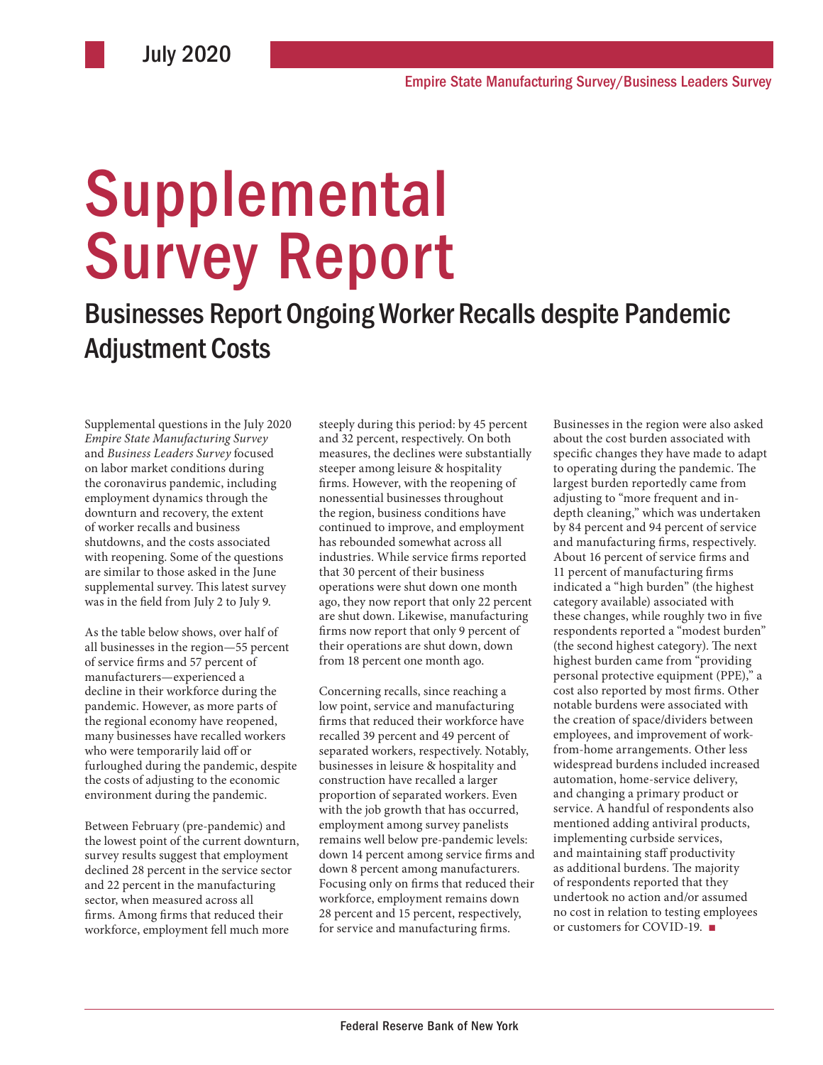July 2020

Empire State Manufacturing Survey/Business Leaders Survey

# Supplemental Survey Report

## Businesses Report Ongoing Worker Recalls despite Pandemic Adjustment Costs

Supplemental questions in the July 2020 *Empire State Manufacturing Survey* and *Business Leaders Survey* focused on labor market conditions during the coronavirus pandemic, including employment dynamics through the downturn and recovery, the extent of worker recalls and business shutdowns, and the costs associated with reopening. Some of the questions are similar to those asked in the June supplemental survey. This latest survey was in the field from July 2 to July 9.

As the table below shows, over half of all businesses in the region—55 percent of service firms and 57 percent of manufacturers—experienced a decline in their workforce during the pandemic. However, as more parts of the regional economy have reopened, many businesses have recalled workers who were temporarily laid off or furloughed during the pandemic, despite the costs of adjusting to the economic environment during the pandemic.

Between February (pre-pandemic) and the lowest point of the current downturn, survey results suggest that employment declined 28 percent in the service sector and 22 percent in the manufacturing sector, when measured across all firms. Among firms that reduced their workforce, employment fell much more steeply during this period: by 45 percent and 32 percent, respectively. On both measures, the declines were substantially steeper among leisure & hospitality firms. However, with the reopening of nonessential businesses throughout the region, business conditions have continued to improve, and employment has rebounded somewhat across all industries. While service firms reported that 30 percent of their business operations were shut down one month ago, they now report that only 22 percent are shut down. Likewise, manufacturing firms now report that only 9 percent of their operations are shut down, down from 18 percent one month ago.

Concerning recalls, since reaching a low point, service and manufacturing firms that reduced their workforce have recalled 39 percent and 49 percent of separated workers, respectively. Notably, businesses in leisure & hospitality and construction have recalled a larger proportion of separated workers. Even with the job growth that has occurred, employment among survey panelists remains well below pre-pandemic levels: down 14 percent among service firms and down 8 percent among manufacturers. Focusing only on firms that reduced their workforce, employment remains down 28 percent and 15 percent, respectively, for service and manufacturing firms.

Businesses in the region were also asked about the cost burden associated with specific changes they have made to adapt to operating during the pandemic. The largest burden reportedly came from adjusting to "more frequent and in-depth cleaning," which was undertaken by 84 percent and 94 percent of service and manufacturing firms, respectively. About 16 percent of service firms and 11 percent of manufacturing firms indicated a "high burden" (the highest category available) associated with these changes, while roughly two in five respondents reported a "modest burden" (the second highest category). The next highest burden came from "providing personal protective equipment (PPE)," a cost also reported by most firms. Other notable burdens were associated with the creation of space/dividers between employees, and improvement of work-from-home arrangements. Other less widespread burdens included increased automation, home-service delivery, and changing a primary product or service. A handful of respondents also mentioned adding antiviral products, implementing curbside services, and maintaining staff productivity as additional burdens. The majority of respondents reported that they undertook no action and/or assumed no cost in relation to testing employees or customers for COVID-19. ■

Federal Reserve Bank of New York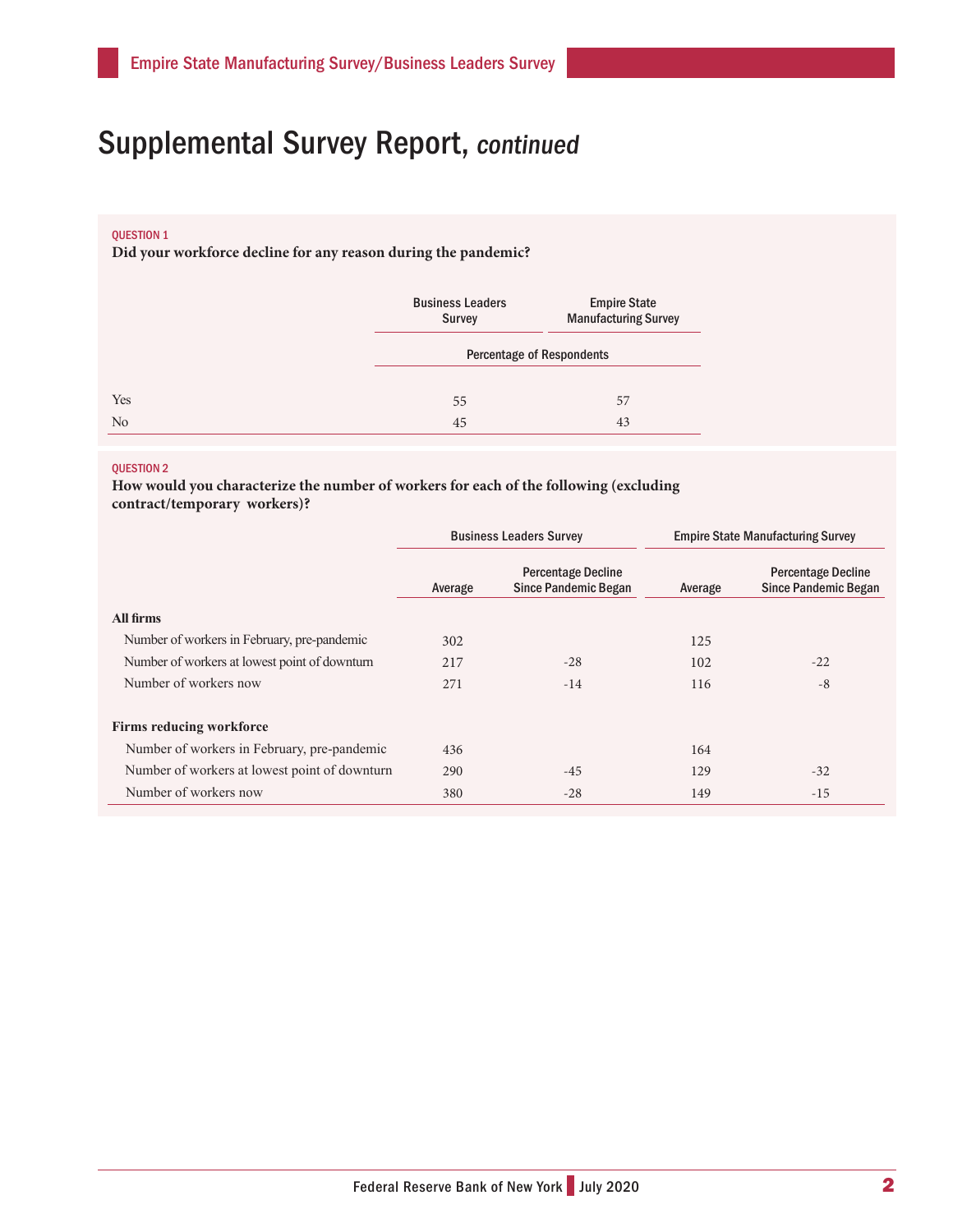# Supplemental Survey Report, *continued*

QUESTION 1

**Did your workforce decline for any reason during the pandemic?**

| | Business Leaders Survey | Empire State Manufacturing Survey |
|---|---|---|
| | Percentage of Respondents | |
| Yes | 55 | 57 |
| No | 45 | 43 |

QUESTION 2

**How would you characterize the number of workers for each of the following (excluding contract/temporary workers)?**

| | Business Leaders Survey | | Empire State Manufacturing Survey | |
|---|---|---|---|---|
| | Average | Percentage Decline Since Pandemic Began | Average | Percentage Decline Since Pandemic Began |
| **All firms** | | | | |
| Number of workers in February, pre-pandemic | 302 | | 125 | |
| Number of workers at lowest point of downturn | 217 | -28 | 102 | -22 |
| Number of workers now | 271 | -14 | 116 | -8 |
| **Firms reducing workforce** | | | | |
| Number of workers in February, pre-pandemic | 436 | | 164 | |
| Number of workers at lowest point of downturn | 290 | -45 | 129 | -32 |
| Number of workers now | 380 | -28 | 149 | -15 |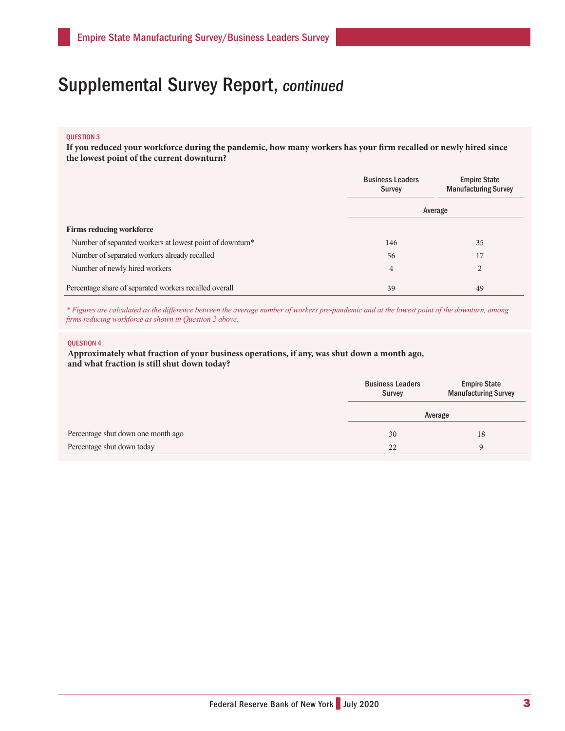# Supplemental Survey Report, *continued*

QUESTION 3

**If you reduced your workforce during the pandemic, how many workers has your firm recalled or newly hired since the lowest point of the current downturn?**

| | Business Leaders Survey | Empire State Manufacturing Survey |
|---|---|---|
| | Average | |
| **Firms reducing workforce** | | |
| Number of separated workers at lowest point of downturn* | 146 | 35 |
| Number of separated workers already recalled | 56 | 17 |
| Number of newly hired workers | 4 | 2 |
| Percentage share of separated workers recalled overall | 39 | 49 |

*\* Figures are calculated as the difference between the average number of workers pre-pandemic and at the lowest point of the downturn, among firms reducing workforce as shown in Question 2 above.*

QUESTION 4

**Approximately what fraction of your business operations, if any, was shut down a month ago, and what fraction is still shut down today?**

| | Business Leaders Survey | Empire State Manufacturing Survey |
|---|---|---|
| | Average | |
| Percentage shut down one month ago | 30 | 18 |
| Percentage shut down today | 22 | 9 |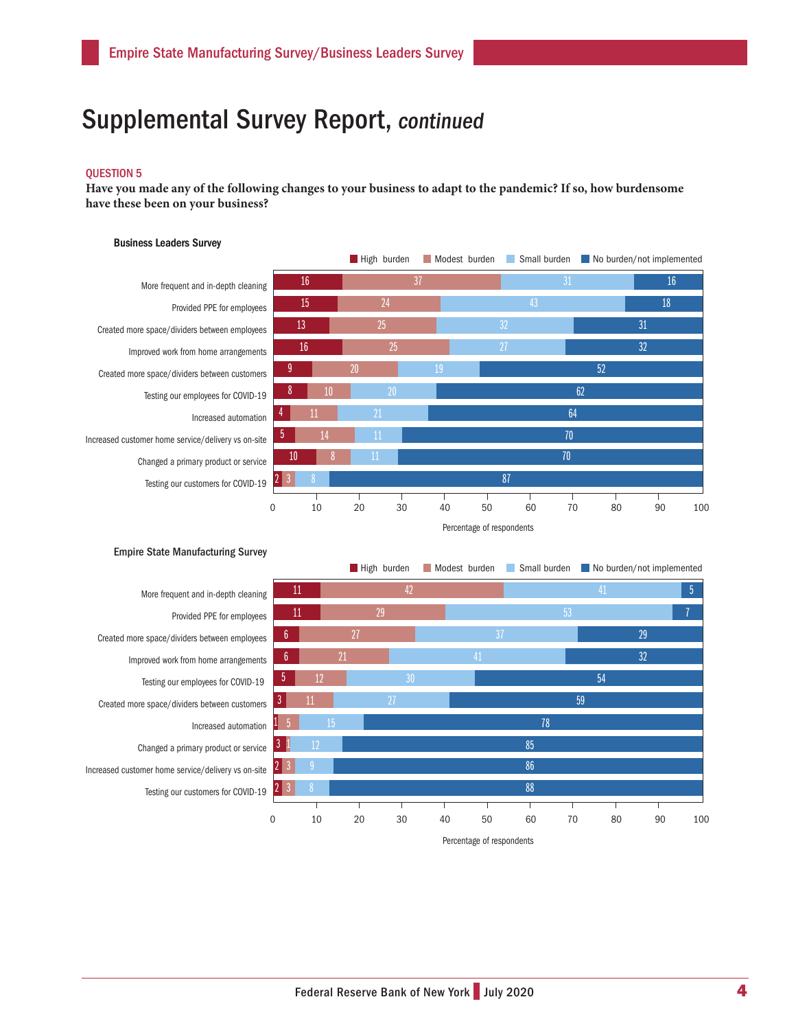# Supplemental Survey Report, *continued*

QUESTION 5

**Have you made any of the following changes to your business to adapt to the pandemic? If so, how burdensome have these been on your business?**

Business Leaders Survey

High burden
Modest burden
Small burden
No burden/not implemented

More frequent and in-depth cleaning 16 37 31 16
Provided PPE for employees 15 24 43 18
Created more space/dividers between employees 13 25 32 31
Improved work from home arrangements 16 25 27 32
Created more space/dividers between customers 9 20 19 52
Testing our employees for COVID-19 8 10 20 62
Increased automation 4 11 21 64
Increased customer home service/delivery vs on-site 5 14 11 70
Changed a primary product or service 10 8 11 70
Testing our customers for COVID-19 2 3 8 87

0 10 20 30 40 50 60 70 80 90 100

Percentage of respondents

Empire State Manufacturing Survey

High burden
Modest burden
Small burden
No burden/not implemented

More frequent and in-depth cleaning 11 42 41 5
Provided PPE for employees 11 29 53 7
Created more space/dividers between employees 6 27 37 29
Improved work from home arrangements 6 21 41 32
Testing our employees for COVID-19 5 12 30 54
Created more space/dividers between customers 3 11 27 59
Increased automation 1 5 15 78
Changed a primary product or service 3 1 12 85
Increased customer home service/delivery vs on-site 2 3 9 86
Testing our customers for COVID-19 2 3 8 88

0 10 20 30 40 50 60 70 80 90 100

Percentage of respondents